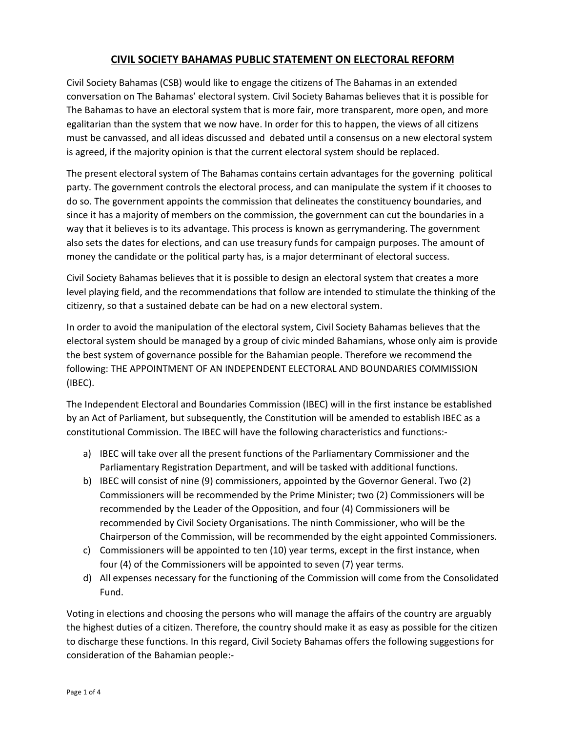# CIVIL SOCIETY BAHAMAS PUBLIC STATEMENT ON ELECTORAL REFORM

Civil Society Bahamas (CSB) would like to engage the citizens of The Bahamas in an extended conversation on The Bahamas' electoral system. Civil Society Bahamas believes that it is possible for The Bahamas to have an electoral system that is more fair, more transparent, more open, and more egalitarian than the system that we now have. In order for this to happen, the views of all citizens must be canvassed, and all ideas discussed and debated until a consensus on a new electoral system is agreed, if the majority opinion is that the current electoral system should be replaced.

The present electoral system of The Bahamas contains certain advantages for the governing political party. The government controls the electoral process, and can manipulate the system if it chooses to do so. The government appoints the commission that delineates the constituency boundaries, and since it has a majority of members on the commission, the government can cut the boundaries in a way that it believes is to its advantage. This process is known as gerrymandering. The government also sets the dates for elections, and can use treasury funds for campaign purposes. The amount of money the candidate or the political party has, is a major determinant of electoral success.

Civil Society Bahamas believes that it is possible to design an electoral system that creates a more level playing field, and the recommendations that follow are intended to stimulate the thinking of the citizenry, so that a sustained debate can be had on a new electoral system.

In order to avoid the manipulation of the electoral system, Civil Society Bahamas believes that the electoral system should be managed by a group of civic minded Bahamians, whose only aim is provide the best system of governance possible for the Bahamian people. Therefore we recommend the following: THE APPOINTMENT OF AN INDEPENDENT ELECTORAL AND BOUNDARIES COMMISSION (IBEC).

The Independent Electoral and Boundaries Commission (IBEC) will in the first instance be established by an Act of Parliament, but subsequently, the Constitution will be amended to establish IBEC as a constitutional Commission. The IBEC will have the following characteristics and functions:-

a) IBEC will take over all the present functions of the Parliamentary Commissioner and the Parliamentary Registration Department, and will be tasked with additional functions.
b) IBEC will consist of nine (9) commissioners, appointed by the Governor General. Two (2) Commissioners will be recommended by the Prime Minister; two (2) Commissioners will be recommended by the Leader of the Opposition, and four (4) Commissioners will be recommended by Civil Society Organisations. The ninth Commissioner, who will be the Chairperson of the Commission, will be recommended by the eight appointed Commissioners.
c) Commissioners will be appointed to ten (10) year terms, except in the first instance, when four (4) of the Commissioners will be appointed to seven (7) year terms.
d) All expenses necessary for the functioning of the Commission will come from the Consolidated Fund.

Voting in elections and choosing the persons who will manage the affairs of the country are arguably the highest duties of a citizen. Therefore, the country should make it as easy as possible for the citizen to discharge these functions. In this regard, Civil Society Bahamas offers the following suggestions for consideration of the Bahamian people:-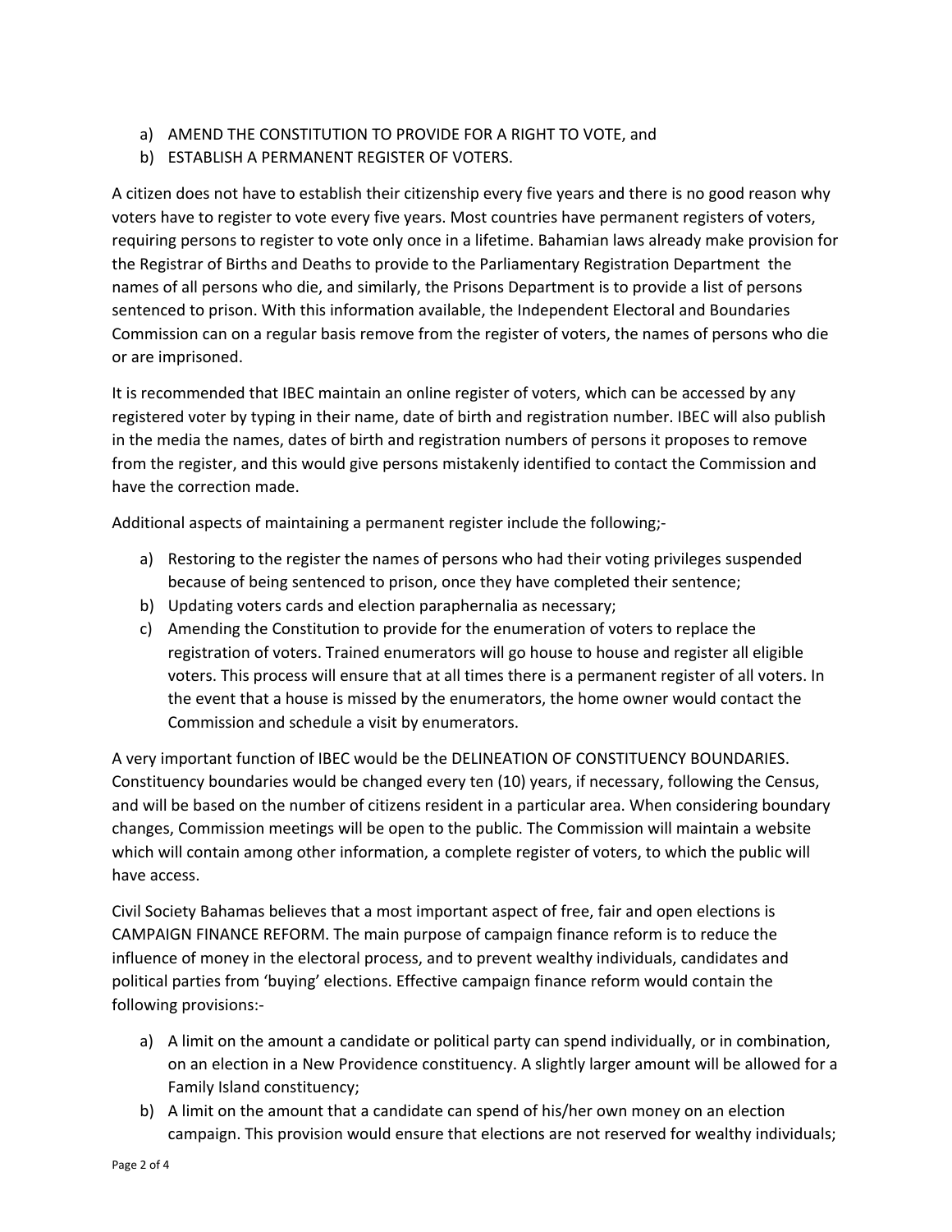a) AMEND THE CONSTITUTION TO PROVIDE FOR A RIGHT TO VOTE, and
b) ESTABLISH A PERMANENT REGISTER OF VOTERS.

A citizen does not have to establish their citizenship every five years and there is no good reason why voters have to register to vote every five years. Most countries have permanent registers of voters, requiring persons to register to vote only once in a lifetime. Bahamian laws already make provision for the Registrar of Births and Deaths to provide to the Parliamentary Registration Department the names of all persons who die, and similarly, the Prisons Department is to provide a list of persons sentenced to prison. With this information available, the Independent Electoral and Boundaries Commission can on a regular basis remove from the register of voters, the names of persons who die or are imprisoned.

It is recommended that IBEC maintain an online register of voters, which can be accessed by any registered voter by typing in their name, date of birth and registration number. IBEC will also publish in the media the names, dates of birth and registration numbers of persons it proposes to remove from the register, and this would give persons mistakenly identified to contact the Commission and have the correction made.

Additional aspects of maintaining a permanent register include the following;-

a) Restoring to the register the names of persons who had their voting privileges suspended because of being sentenced to prison, once they have completed their sentence;
b) Updating voters cards and election paraphernalia as necessary;
c) Amending the Constitution to provide for the enumeration of voters to replace the registration of voters. Trained enumerators will go house to house and register all eligible voters. This process will ensure that at all times there is a permanent register of all voters. In the event that a house is missed by the enumerators, the home owner would contact the Commission and schedule a visit by enumerators.

A very important function of IBEC would be the DELINEATION OF CONSTITUENCY BOUNDARIES. Constituency boundaries would be changed every ten (10) years, if necessary, following the Census, and will be based on the number of citizens resident in a particular area. When considering boundary changes, Commission meetings will be open to the public. The Commission will maintain a website which will contain among other information, a complete register of voters, to which the public will have access.

Civil Society Bahamas believes that a most important aspect of free, fair and open elections is CAMPAIGN FINANCE REFORM. The main purpose of campaign finance reform is to reduce the influence of money in the electoral process, and to prevent wealthy individuals, candidates and political parties from 'buying' elections. Effective campaign finance reform would contain the following provisions:-

a) A limit on the amount a candidate or political party can spend individually, or in combination, on an election in a New Providence constituency. A slightly larger amount will be allowed for a Family Island constituency;
b) A limit on the amount that a candidate can spend of his/her own money on an election campaign. This provision would ensure that elections are not reserved for wealthy individuals;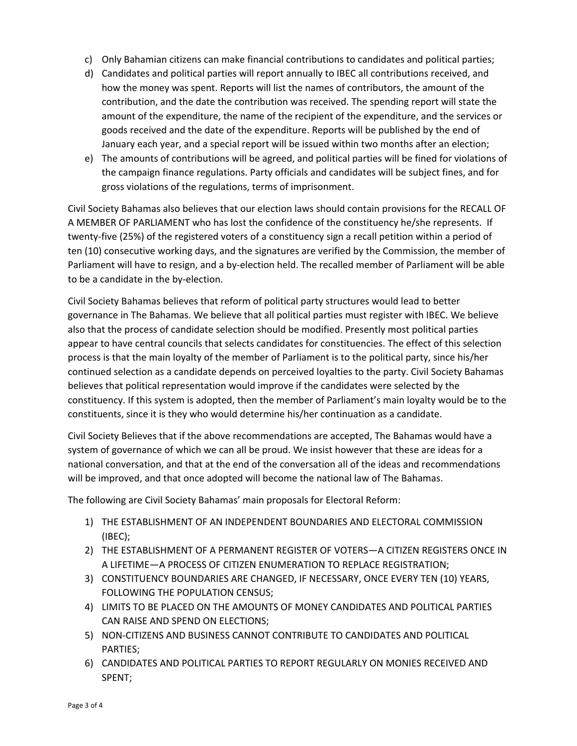c) Only Bahamian citizens can make financial contributions to candidates and political parties;
d) Candidates and political parties will report annually to IBEC all contributions received, and how the money was spent. Reports will list the names of contributors, the amount of the contribution, and the date the contribution was received. The spending report will state the amount of the expenditure, the name of the recipient of the expenditure, and the services or goods received and the date of the expenditure. Reports will be published by the end of January each year, and a special report will be issued within two months after an election;
e) The amounts of contributions will be agreed, and political parties will be fined for violations of the campaign finance regulations. Party officials and candidates will be subject fines, and for gross violations of the regulations, terms of imprisonment.

Civil Society Bahamas also believes that our election laws should contain provisions for the RECALL OF A MEMBER OF PARLIAMENT who has lost the confidence of the constituency he/she represents. If twenty-five (25%) of the registered voters of a constituency sign a recall petition within a period of ten (10) consecutive working days, and the signatures are verified by the Commission, the member of Parliament will have to resign, and a by-election held. The recalled member of Parliament will be able to be a candidate in the by-election.

Civil Society Bahamas believes that reform of political party structures would lead to better governance in The Bahamas. We believe that all political parties must register with IBEC. We believe also that the process of candidate selection should be modified. Presently most political parties appear to have central councils that selects candidates for constituencies. The effect of this selection process is that the main loyalty of the member of Parliament is to the political party, since his/her continued selection as a candidate depends on perceived loyalties to the party. Civil Society Bahamas believes that political representation would improve if the candidates were selected by the constituency. If this system is adopted, then the member of Parliament's main loyalty would be to the constituents, since it is they who would determine his/her continuation as a candidate.

Civil Society Believes that if the above recommendations are accepted, The Bahamas would have a system of governance of which we can all be proud. We insist however that these are ideas for a national conversation, and that at the end of the conversation all of the ideas and recommendations will be improved, and that once adopted will become the national law of The Bahamas.

The following are Civil Society Bahamas' main proposals for Electoral Reform:

1) THE ESTABLISHMENT OF AN INDEPENDENT BOUNDARIES AND ELECTORAL COMMISSION (IBEC);
2) THE ESTABLISHMENT OF A PERMANENT REGISTER OF VOTERS—A CITIZEN REGISTERS ONCE IN A LIFETIME—A PROCESS OF CITIZEN ENUMERATION TO REPLACE REGISTRATION;
3) CONSTITUENCY BOUNDARIES ARE CHANGED, IF NECESSARY, ONCE EVERY TEN (10) YEARS, FOLLOWING THE POPULATION CENSUS;
4) LIMITS TO BE PLACED ON THE AMOUNTS OF MONEY CANDIDATES AND POLITICAL PARTIES CAN RAISE AND SPEND ON ELECTIONS;
5) NON-CITIZENS AND BUSINESS CANNOT CONTRIBUTE TO CANDIDATES AND POLITICAL PARTIES;
6) CANDIDATES AND POLITICAL PARTIES TO REPORT REGULARLY ON MONIES RECEIVED AND SPENT;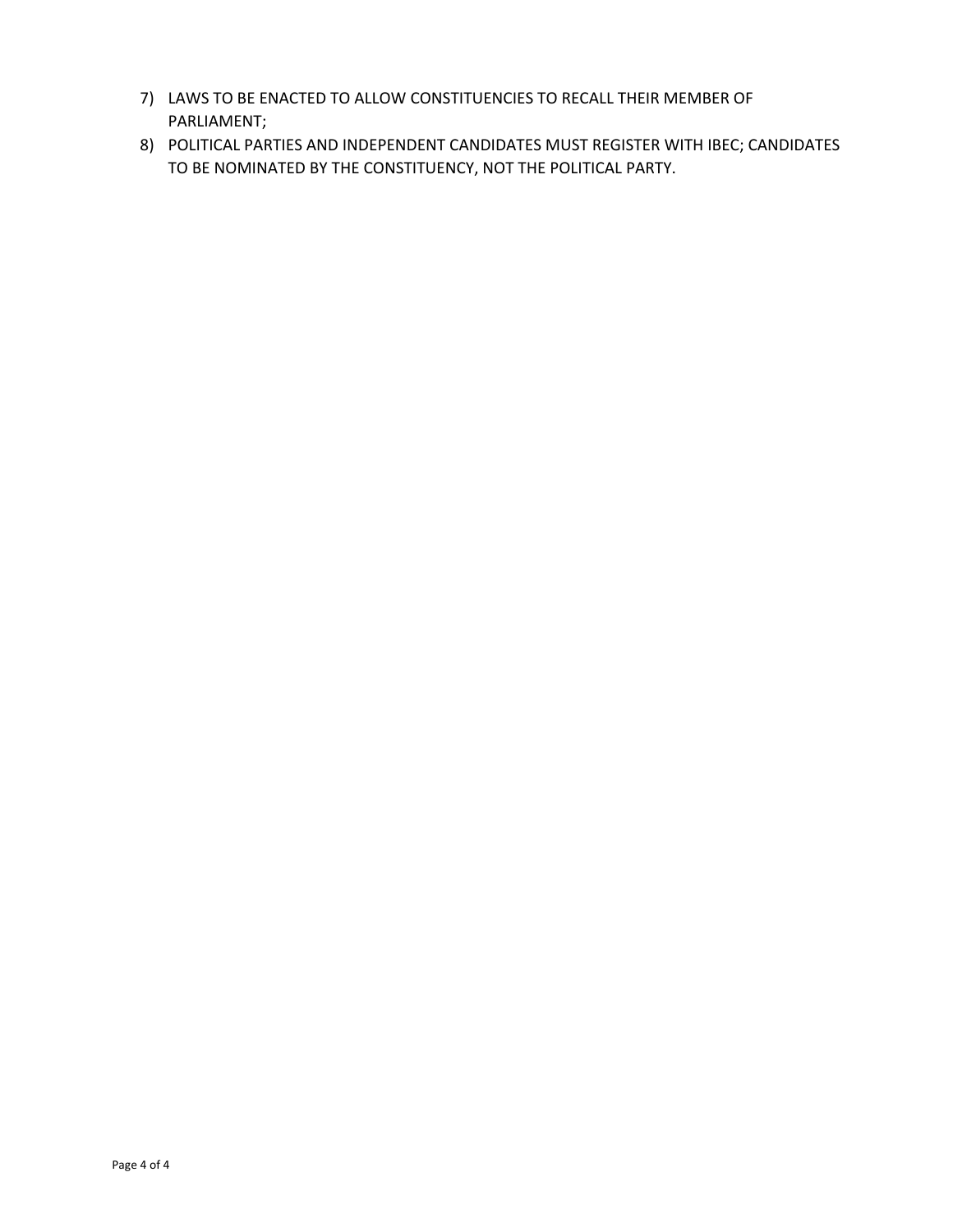7) LAWS TO BE ENACTED TO ALLOW CONSTITUENCIES TO RECALL THEIR MEMBER OF PARLIAMENT;
8) POLITICAL PARTIES AND INDEPENDENT CANDIDATES MUST REGISTER WITH IBEC; CANDIDATES TO BE NOMINATED BY THE CONSTITUENCY, NOT THE POLITICAL PARTY.